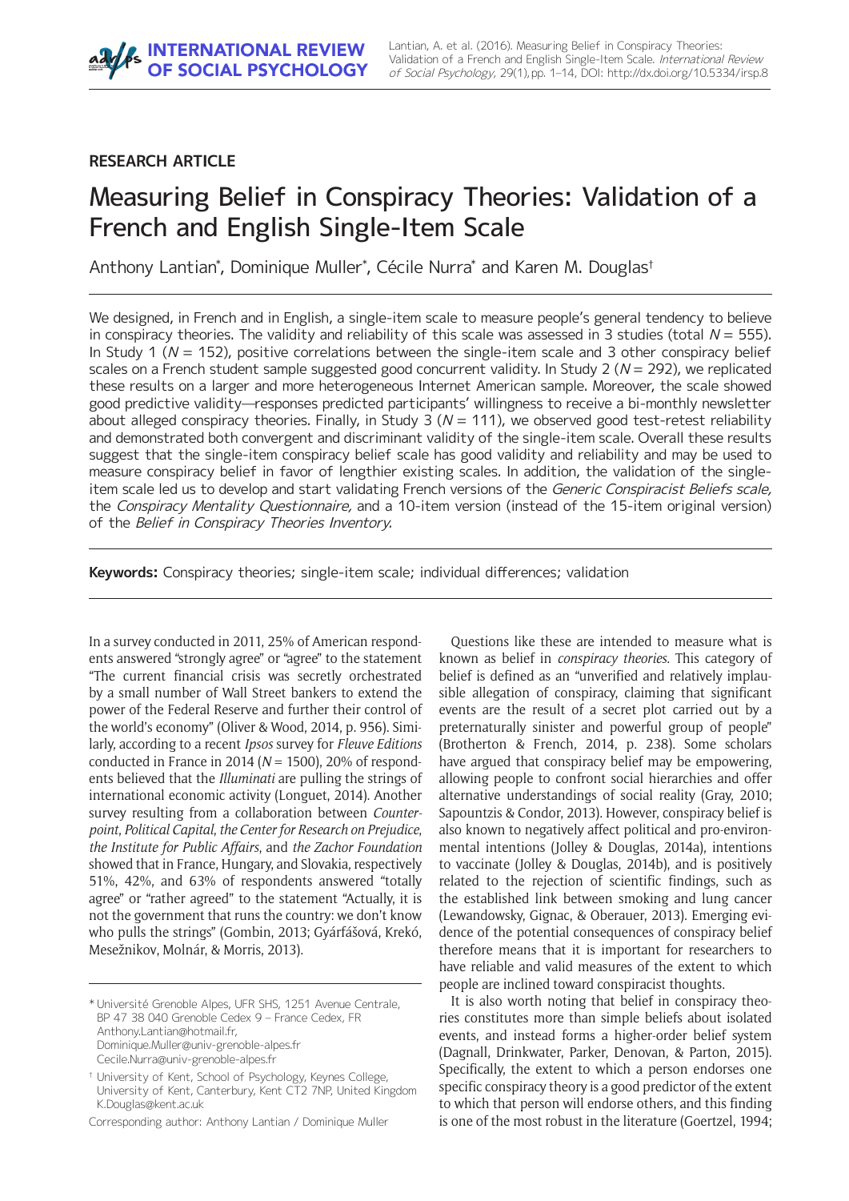RESEARCH ARTICLE

# Measuring Belief in Conspiracy Theories: Validation of a French and English Single-Item Scale

Anthony Lantian*, Dominique Muller*, Cécile Nurra* and Karen M. Douglas†

We designed, in French and in English, a single-item scale to measure people's general tendency to believe in conspiracy theories. The validity and reliability of this scale was assessed in 3 studies (total $N$ = 555). In Study 1 ($N$ = 152), positive correlations between the single-item scale and 3 other conspiracy belief scales on a French student sample suggested good concurrent validity. In Study 2 ($N$ = 292), we replicated these results on a larger and more heterogeneous Internet American sample. Moreover, the scale showed good predictive validity—responses predicted participants' willingness to receive a bi-monthly newsletter about alleged conspiracy theories. Finally, in Study 3 ($N$ = 111), we observed good test-retest reliability and demonstrated both convergent and discriminant validity of the single-item scale. Overall these results suggest that the single-item conspiracy belief scale has good validity and reliability and may be used to measure conspiracy belief in favor of lengthier existing scales. In addition, the validation of the single-item scale led us to develop and start validating French versions of the *Generic Conspiracist Beliefs scale*, the *Conspiracy Mentality Questionnaire*, and a 10-item version (instead of the 15-item original version) of the *Belief in Conspiracy Theories Inventory*.

**Keywords:** Conspiracy theories; single-item scale; individual differences; validation

In a survey conducted in 2011, 25% of American respondents answered "strongly agree" or "agree" to the statement "The current financial crisis was secretly orchestrated by a small number of Wall Street bankers to extend the power of the Federal Reserve and further their control of the world's economy" (Oliver & Wood, 2014, p. 956). Similarly, according to a recent *Ipsos* survey for *Fleuve Editions* conducted in France in 2014 ($N$ = 1500), 20% of respondents believed that the *Illuminati* are pulling the strings of international economic activity (Longuet, 2014). Another survey resulting from a collaboration between *Counterpoint*, *Political Capital*, *the Center for Research on Prejudice*, *the Institute for Public Affairs*, and *the Zachor Foundation* showed that in France, Hungary, and Slovakia, respectively 51%, 42%, and 63% of respondents answered "totally agree" or "rather agreed" to the statement "Actually, it is not the government that runs the country: we don't know who pulls the strings" (Gombin, 2013; Gyárfášová, Krekó, Mesežnikov, Molnár, & Morris, 2013).

Questions like these are intended to measure what is known as belief in *conspiracy theories*. This category of belief is defined as an "unverified and relatively implausible allegation of conspiracy, claiming that significant events are the result of a secret plot carried out by a preternaturally sinister and powerful group of people" (Brotherton & French, 2014, p. 238). Some scholars have argued that conspiracy belief may be empowering, allowing people to confront social hierarchies and offer alternative understandings of social reality (Gray, 2010; Sapountzis & Condor, 2013). However, conspiracy belief is also known to negatively affect political and pro-environmental intentions (Jolley & Douglas, 2014a), intentions to vaccinate (Jolley & Douglas, 2014b), and is positively related to the rejection of scientific findings, such as the established link between smoking and lung cancer (Lewandowsky, Gignac, & Oberauer, 2013). Emerging evidence of the potential consequences of conspiracy belief therefore means that it is important for researchers to have reliable and valid measures of the extent to which people are inclined toward conspiracist thoughts.

It is also worth noting that belief in conspiracy theories constitutes more than simple beliefs about isolated events, and instead forms a higher-order belief system (Dagnall, Drinkwater, Parker, Denovan, & Parton, 2015). Specifically, the extent to which a person endorses one specific conspiracy theory is a good predictor of the extent to which that person will endorse others, and this finding is one of the most robust in the literature (Goertzel, 1994;

\* Université Grenoble Alpes, UFR SHS, 1251 Avenue Centrale, BP 47 38 040 Grenoble Cedex 9 – France Cedex, FR
Anthony.Lantian@hotmail.fr,
Dominique.Muller@univ-grenoble-alpes.fr
Cecile.Nurra@univ-grenoble-alpes.fr

† University of Kent, School of Psychology, Keynes College, University of Kent, Canterbury, Kent CT2 7NP, United Kingdom
K.Douglas@kent.ac.uk

Corresponding author: Anthony Lantian / Dominique Muller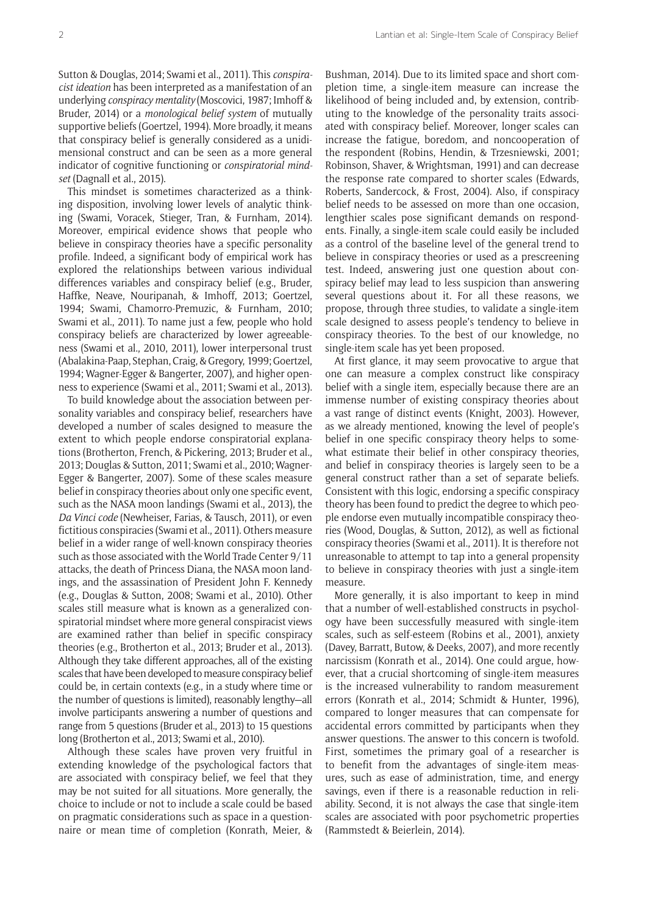Sutton & Douglas, 2014; Swami et al., 2011). This *conspiracist ideation* has been interpreted as a manifestation of an underlying *conspiracy mentality* (Moscovici, 1987; Imhoff & Bruder, 2014) or a *monological belief system* of mutually supportive beliefs (Goertzel, 1994). More broadly, it means that conspiracy belief is generally considered as a unidimensional construct and can be seen as a more general indicator of cognitive functioning or *conspiratorial mindset* (Dagnall et al., 2015).

This mindset is sometimes characterized as a thinking disposition, involving lower levels of analytic thinking (Swami, Voracek, Stieger, Tran, & Furnham, 2014). Moreover, empirical evidence shows that people who believe in conspiracy theories have a specific personality profile. Indeed, a significant body of empirical work has explored the relationships between various individual differences variables and conspiracy belief (e.g., Bruder, Haffke, Neave, Nouripanah, & Imhoff, 2013; Goertzel, 1994; Swami, Chamorro-Premuzic, & Furnham, 2010; Swami et al., 2011). To name just a few, people who hold conspiracy beliefs are characterized by lower agreeableness (Swami et al., 2010, 2011), lower interpersonal trust (Abalakina-Paap, Stephan, Craig, & Gregory, 1999; Goertzel, 1994; Wagner-Egger & Bangerter, 2007), and higher openness to experience (Swami et al., 2011; Swami et al., 2013).

To build knowledge about the association between personality variables and conspiracy belief, researchers have developed a number of scales designed to measure the extent to which people endorse conspiratorial explanations (Brotherton, French, & Pickering, 2013; Bruder et al., 2013; Douglas & Sutton, 2011; Swami et al., 2010; Wagner-Egger & Bangerter, 2007). Some of these scales measure belief in conspiracy theories about only one specific event, such as the NASA moon landings (Swami et al., 2013), the *Da Vinci code* (Newheiser, Farias, & Tausch, 2011), or even fictitious conspiracies (Swami et al., 2011). Others measure belief in a wider range of well-known conspiracy theories such as those associated with the World Trade Center 9/11 attacks, the death of Princess Diana, the NASA moon landings, and the assassination of President John F. Kennedy (e.g., Douglas & Sutton, 2008; Swami et al., 2010). Other scales still measure what is known as a generalized conspiratorial mindset where more general conspiracist views are examined rather than belief in specific conspiracy theories (e.g., Brotherton et al., 2013; Bruder et al., 2013). Although they take different approaches, all of the existing scales that have been developed to measure conspiracy belief could be, in certain contexts (e.g., in a study where time or the number of questions is limited), reasonably lengthy—all involve participants answering a number of questions and range from 5 questions (Bruder et al., 2013) to 15 questions long (Brotherton et al., 2013; Swami et al., 2010).

Although these scales have proven very fruitful in extending knowledge of the psychological factors that are associated with conspiracy belief, we feel that they may be not suited for all situations. More generally, the choice to include or not to include a scale could be based on pragmatic considerations such as space in a questionnaire or mean time of completion (Konrath, Meier, & Bushman, 2014). Due to its limited space and short completion time, a single-item measure can increase the likelihood of being included and, by extension, contributing to the knowledge of the personality traits associated with conspiracy belief. Moreover, longer scales can increase the fatigue, boredom, and noncooperation of the respondent (Robins, Hendin, & Trzesniewski, 2001; Robinson, Shaver, & Wrightsman, 1991) and can decrease the response rate compared to shorter scales (Edwards, Roberts, Sandercock, & Frost, 2004). Also, if conspiracy belief needs to be assessed on more than one occasion, lengthier scales pose significant demands on respondents. Finally, a single-item scale could easily be included as a control of the baseline level of the general trend to believe in conspiracy theories or used as a prescreening test. Indeed, answering just one question about conspiracy belief may lead to less suspicion than answering several questions about it. For all these reasons, we propose, through three studies, to validate a single-item scale designed to assess people's tendency to believe in conspiracy theories. To the best of our knowledge, no single-item scale has yet been proposed.

At first glance, it may seem provocative to argue that one can measure a complex construct like conspiracy belief with a single item, especially because there are an immense number of existing conspiracy theories about a vast range of distinct events (Knight, 2003). However, as we already mentioned, knowing the level of people's belief in one specific conspiracy theory helps to somewhat estimate their belief in other conspiracy theories, and belief in conspiracy theories is largely seen to be a general construct rather than a set of separate beliefs. Consistent with this logic, endorsing a specific conspiracy theory has been found to predict the degree to which people endorse even mutually incompatible conspiracy theories (Wood, Douglas, & Sutton, 2012), as well as fictional conspiracy theories (Swami et al., 2011). It is therefore not unreasonable to attempt to tap into a general propensity to believe in conspiracy theories with just a single-item measure.

More generally, it is also important to keep in mind that a number of well-established constructs in psychology have been successfully measured with single-item scales, such as self-esteem (Robins et al., 2001), anxiety (Davey, Barratt, Butow, & Deeks, 2007), and more recently narcissism (Konrath et al., 2014). One could argue, however, that a crucial shortcoming of single-item measures is the increased vulnerability to random measurement errors (Konrath et al., 2014; Schmidt & Hunter, 1996), compared to longer measures that can compensate for accidental errors committed by participants when they answer questions. The answer to this concern is twofold. First, sometimes the primary goal of a researcher is to benefit from the advantages of single-item measures, such as ease of administration, time, and energy savings, even if there is a reasonable reduction in reliability. Second, it is not always the case that single-item scales are associated with poor psychometric properties (Rammstedt & Beierlein, 2014).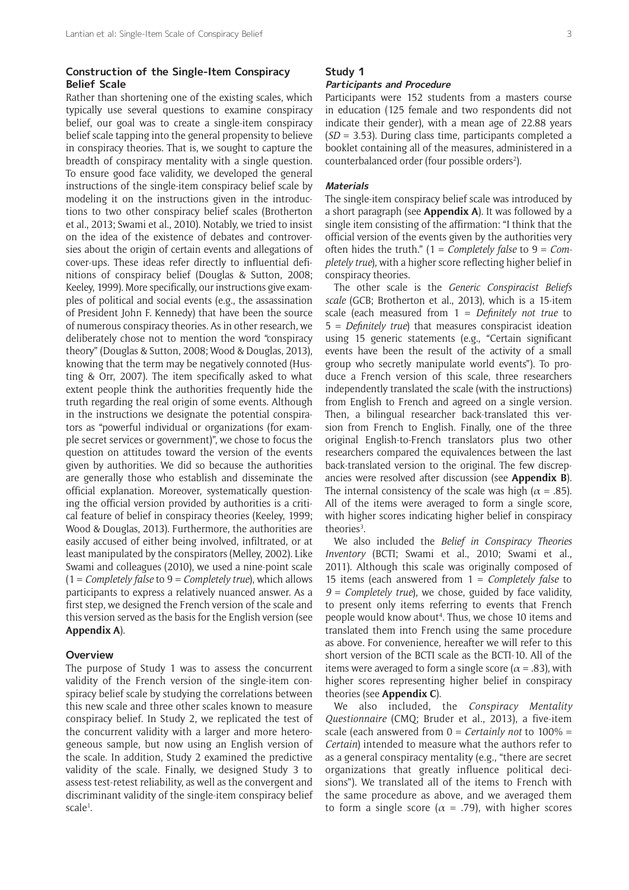## Construction of the Single-Item Conspiracy Belief Scale

Rather than shortening one of the existing scales, which typically use several questions to examine conspiracy belief, our goal was to create a single-item conspiracy belief scale tapping into the general propensity to believe in conspiracy theories. That is, we sought to capture the breadth of conspiracy mentality with a single question. To ensure good face validity, we developed the general instructions of the single-item conspiracy belief scale by modeling it on the instructions given in the introductions to two other conspiracy belief scales (Brotherton et al., 2013; Swami et al., 2010). Notably, we tried to insist on the idea of the existence of debates and controversies about the origin of certain events and allegations of cover-ups. These ideas refer directly to influential definitions of conspiracy belief (Douglas & Sutton, 2008; Keeley, 1999). More specifically, our instructions give examples of political and social events (e.g., the assassination of President John F. Kennedy) that have been the source of numerous conspiracy theories. As in other research, we deliberately chose not to mention the word "conspiracy theory" (Douglas & Sutton, 2008; Wood & Douglas, 2013), knowing that the term may be negatively connoted (Husting & Orr, 2007). The item specifically asked to what extent people think the authorities frequently hide the truth regarding the real origin of some events. Although in the instructions we designate the potential conspirators as "powerful individual or organizations (for example secret services or government)", we chose to focus the question on attitudes toward the version of the events given by authorities. We did so because the authorities are generally those who establish and disseminate the official explanation. Moreover, systematically questioning the official version provided by authorities is a critical feature of belief in conspiracy theories (Keeley, 1999; Wood & Douglas, 2013). Furthermore, the authorities are easily accused of either being involved, infiltrated, or at least manipulated by the conspirators (Melley, 2002). Like Swami and colleagues (2010), we used a nine-point scale (1 = *Completely false* to 9 = *Completely true*), which allows participants to express a relatively nuanced answer. As a first step, we designed the French version of the scale and this version served as the basis for the English version (see **Appendix A**).

## Overview

The purpose of Study 1 was to assess the concurrent validity of the French version of the single-item conspiracy belief scale by studying the correlations between this new scale and three other scales known to measure conspiracy belief. In Study 2, we replicated the test of the concurrent validity with a larger and more heterogeneous sample, but now using an English version of the scale. In addition, Study 2 examined the predictive validity of the scale. Finally, we designed Study 3 to assess test-retest reliability, as well as the convergent and discriminant validity of the single-item conspiracy belief scale[1].

## Study 1

### Participants and Procedure

Participants were 152 students from a masters course in education (125 female and two respondents did not indicate their gender), with a mean age of 22.88 years ($SD$ = 3.53). During class time, participants completed a booklet containing all of the measures, administered in a counterbalanced order (four possible orders[2]).

### Materials

The single-item conspiracy belief scale was introduced by a short paragraph (see **Appendix A**). It was followed by a single item consisting of the affirmation: "I think that the official version of the events given by the authorities very often hides the truth." (1 = *Completely false* to 9 = *Completely true*), with a higher score reflecting higher belief in conspiracy theories.

The other scale is the *Generic Conspiracist Beliefs scale* (GCB; Brotherton et al., 2013), which is a 15-item scale (each measured from 1 = *Definitely not true* to 5 = *Definitely true*) that measures conspiracist ideation using 15 generic statements (e.g., "Certain significant events have been the result of the activity of a small group who secretly manipulate world events"). To produce a French version of this scale, three researchers independently translated the scale (with the instructions) from English to French and agreed on a single version. Then, a bilingual researcher back-translated this version from French to English. Finally, one of the three original English-to-French translators plus two other researchers compared the equivalences between the last back-translated version to the original. The few discrepancies were resolved after discussion (see **Appendix B**). The internal consistency of the scale was high ($\alpha$ = .85). All of the items were averaged to form a single score, with higher scores indicating higher belief in conspiracy theories[3].

We also included the *Belief in Conspiracy Theories Inventory* (BCTI; Swami et al., 2010; Swami et al., 2011). Although this scale was originally composed of 15 items (each answered from 1 = *Completely false* to *9 = Completely true*), we chose, guided by face validity, to present only items referring to events that French people would know about[4]. Thus, we chose 10 items and translated them into French using the same procedure as above. For convenience, hereafter we will refer to this short version of the BCTI scale as the BCTI-10. All of the items were averaged to form a single score ($\alpha$ = .83), with higher scores representing higher belief in conspiracy theories (see **Appendix C**).

We also included, the *Conspiracy Mentality Questionnaire* (CMQ; Bruder et al., 2013), a five-item scale (each answered from 0 = *Certainly not* to 100% = *Certain*) intended to measure what the authors refer to as a general conspiracy mentality (e.g., "there are secret organizations that greatly influence political decisions"). We translated all of the items to French with the same procedure as above, and we averaged them to form a single score ($\alpha$ = .79), with higher scores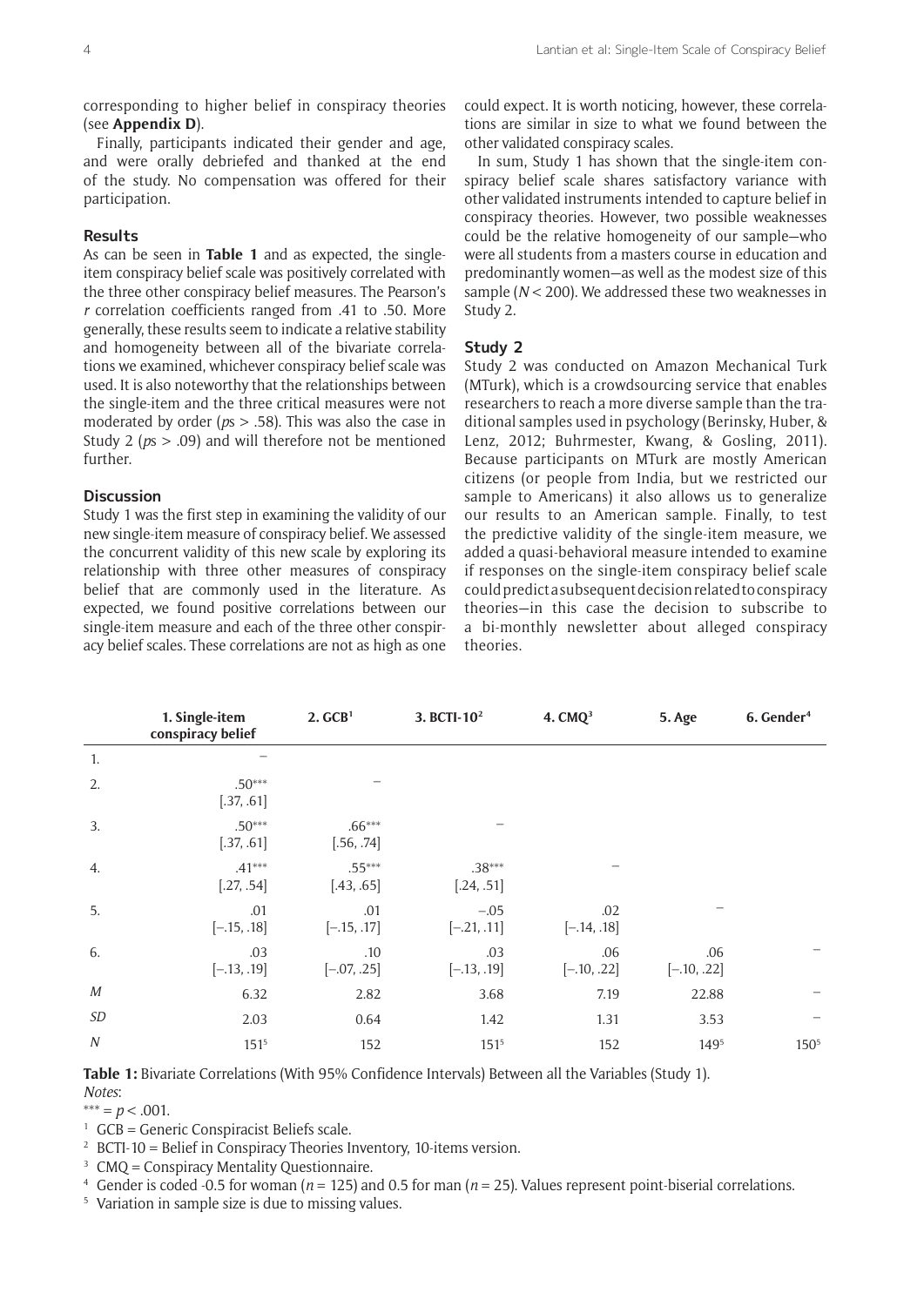corresponding to higher belief in conspiracy theories (see **Appendix D**).

Finally, participants indicated their gender and age, and were orally debriefed and thanked at the end of the study. No compensation was offered for their participation.

### Results

As can be seen in **Table 1** and as expected, the single-item conspiracy belief scale was positively correlated with the three other conspiracy belief measures. The Pearson's *r* correlation coefficients ranged from .41 to .50. More generally, these results seem to indicate a relative stability and homogeneity between all of the bivariate correlations we examined, whichever conspiracy belief scale was used. It is also noteworthy that the relationships between the single-item and the three critical measures were not moderated by order (*p*s > .58). This was also the case in Study 2 (*p*s > .09) and will therefore not be mentioned further.

### Discussion

Study 1 was the first step in examining the validity of our new single-item measure of conspiracy belief. We assessed the concurrent validity of this new scale by exploring its relationship with three other measures of conspiracy belief that are commonly used in the literature. As expected, we found positive correlations between our single-item measure and each of the three other conspiracy belief scales. These correlations are not as high as one could expect. It is worth noticing, however, these correlations are similar in size to what we found between the other validated conspiracy scales.

In sum, Study 1 has shown that the single-item conspiracy belief scale shares satisfactory variance with other validated instruments intended to capture belief in conspiracy theories. However, two possible weaknesses could be the relative homogeneity of our sample—who were all students from a masters course in education and predominantly women—as well as the modest size of this sample (*N* < 200). We addressed these two weaknesses in Study 2.

## Study 2

Study 2 was conducted on Amazon Mechanical Turk (MTurk), which is a crowdsourcing service that enables researchers to reach a more diverse sample than the traditional samples used in psychology (Berinsky, Huber, & Lenz, 2012; Buhrmester, Kwang, & Gosling, 2011). Because participants on MTurk are mostly American citizens (or people from India, but we restricted our sample to Americans) it also allows us to generalize our results to an American sample. Finally, to test the predictive validity of the single-item measure, we added a quasi-behavioral measure intended to examine if responses on the single-item conspiracy belief scale could predict a subsequent decision related to conspiracy theories—in this case the decision to subscribe to a bi-monthly newsletter about alleged conspiracy theories.

| | 1. Single-item conspiracy belief | 2. GCB[1] | 3. BCTI-10[2] | 4. CMQ[3] | 5. Age | 6. Gender[4] |
|---|---|---|---|---|---|---|
| 1. | – | | | | | |
| 2. | .50*** [.37, .61] | – | | | | |
| 3. | .50*** [.37, .61] | .66*** [.56, .74] | – | | | |
| 4. | .41*** [.27, .54] | .55*** [.43, .65] | .38*** [.24, .51] | – | | |
| 5. | .01 [–.15, .18] | .01 [–.15, .17] | –.05 [–.21, .11] | .02 [–.14, .18] | – | |
| 6. | .03 [–.13, .19] | .10 [–.07, .25] | .03 [–.13, .19] | .06 [–.10, .22] | .06 [–.10, .22] | – |
| *M* | 6.32 | 2.82 | 3.68 | 7.19 | 22.88 | – |
| *SD* | 2.03 | 0.64 | 1.42 | 1.31 | 3.53 | – |
| *N* | 151[5] | 152 | 151[5] | 152 | 149[5] | 150[5] |

**Table 1:** Bivariate Correlations (With 95% Confidence Intervals) Between all the Variables (Study 1).

*Notes*:

*** = $p < .001$.

[1] GCB = Generic Conspiracist Beliefs scale.

[2] BCTI-10 = Belief in Conspiracy Theories Inventory, 10-items version.

[3] CMQ = Conspiracy Mentality Questionnaire.

[4] Gender is coded -0.5 for woman (*n* = 125) and 0.5 for man (*n* = 25). Values represent point-biserial correlations.

[5] Variation in sample size is due to missing values.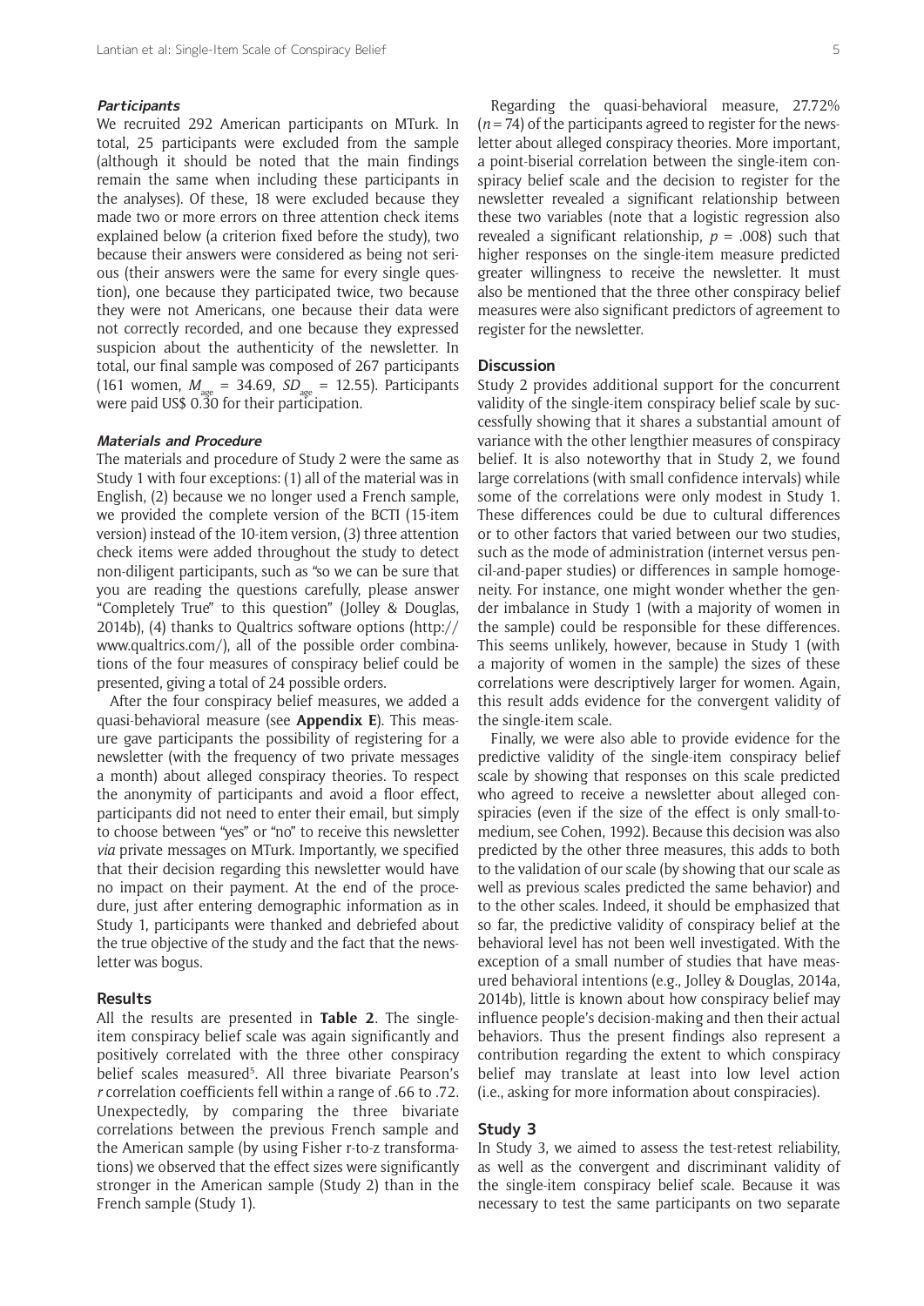#### *Participants*

We recruited 292 American participants on MTurk. In total, 25 participants were excluded from the sample (although it should be noted that the main findings remain the same when including these participants in the analyses). Of these, 18 were excluded because they made two or more errors on three attention check items explained below (a criterion fixed before the study), two because their answers were considered as being not serious (their answers were the same for every single question), one because they participated twice, two because they were not Americans, one because their data were not correctly recorded, and one because they expressed suspicion about the authenticity of the newsletter. In total, our final sample was composed of 267 participants (161 women, $M_{age}$ = 34.69, $SD_{age}$ = 12.55). Participants were paid US$ 0.30 for their participation.

#### *Materials and Procedure*

The materials and procedure of Study 2 were the same as Study 1 with four exceptions: (1) all of the material was in English, (2) because we no longer used a French sample, we provided the complete version of the BCTI (15-item version) instead of the 10-item version, (3) three attention check items were added throughout the study to detect non-diligent participants, such as "so we can be sure that you are reading the questions carefully, please answer "Completely True" to this question" (Jolley & Douglas, 2014b), (4) thanks to Qualtrics software options (http://www.qualtrics.com/), all of the possible order combinations of the four measures of conspiracy belief could be presented, giving a total of 24 possible orders.

After the four conspiracy belief measures, we added a quasi-behavioral measure (see **Appendix E**). This measure gave participants the possibility of registering for a newsletter (with the frequency of two private messages a month) about alleged conspiracy theories. To respect the anonymity of participants and avoid a floor effect, participants did not need to enter their email, but simply to choose between "yes" or "no" to receive this newsletter *via* private messages on MTurk. Importantly, we specified that their decision regarding this newsletter would have no impact on their payment. At the end of the procedure, just after entering demographic information as in Study 1, participants were thanked and debriefed about the true objective of the study and the fact that the newsletter was bogus.

### Results

All the results are presented in **Table 2**. The single-item conspiracy belief scale was again significantly and positively correlated with the three other conspiracy belief scales measured[5]. All three bivariate Pearson's $r$ correlation coefficients fell within a range of .66 to .72. Unexpectedly, by comparing the three bivariate correlations between the previous French sample and the American sample (by using Fisher r-to-z transformations) we observed that the effect sizes were significantly stronger in the American sample (Study 2) than in the French sample (Study 1).

Regarding the quasi-behavioral measure, 27.72% ($n$ = 74) of the participants agreed to register for the newsletter about alleged conspiracy theories. More important, a point-biserial correlation between the single-item conspiracy belief scale and the decision to register for the newsletter revealed a significant relationship between these two variables (note that a logistic regression also revealed a significant relationship, $p$ = .008) such that higher responses on the single-item measure predicted greater willingness to receive the newsletter. It must also be mentioned that the three other conspiracy belief measures were also significant predictors of agreement to register for the newsletter.

### Discussion

Study 2 provides additional support for the concurrent validity of the single-item conspiracy belief scale by successfully showing that it shares a substantial amount of variance with the other lengthier measures of conspiracy belief. It is also noteworthy that in Study 2, we found large correlations (with small confidence intervals) while some of the correlations were only modest in Study 1. These differences could be due to cultural differences or to other factors that varied between our two studies, such as the mode of administration (internet versus pencil-and-paper studies) or differences in sample homogeneity. For instance, one might wonder whether the gender imbalance in Study 1 (with a majority of women in the sample) could be responsible for these differences. This seems unlikely, however, because in Study 1 (with a majority of women in the sample) the sizes of these correlations were descriptively larger for women. Again, this result adds evidence for the convergent validity of the single-item scale.

Finally, we were also able to provide evidence for the predictive validity of the single-item conspiracy belief scale by showing that responses on this scale predicted who agreed to receive a newsletter about alleged conspiracies (even if the size of the effect is only small-to-medium, see Cohen, 1992). Because this decision was also predicted by the other three measures, this adds to both to the validation of our scale (by showing that our scale as well as previous scales predicted the same behavior) and to the other scales. Indeed, it should be emphasized that so far, the predictive validity of conspiracy belief at the behavioral level has not been well investigated. With the exception of a small number of studies that have measured behavioral intentions (e.g., Jolley & Douglas, 2014a, 2014b), little is known about how conspiracy belief may influence people's decision-making and then their actual behaviors. Thus the present findings also represent a contribution regarding the extent to which conspiracy belief may translate at least into low level action (i.e., asking for more information about conspiracies).

## Study 3

In Study 3, we aimed to assess the test-retest reliability, as well as the convergent and discriminant validity of the single-item conspiracy belief scale. Because it was necessary to test the same participants on two separate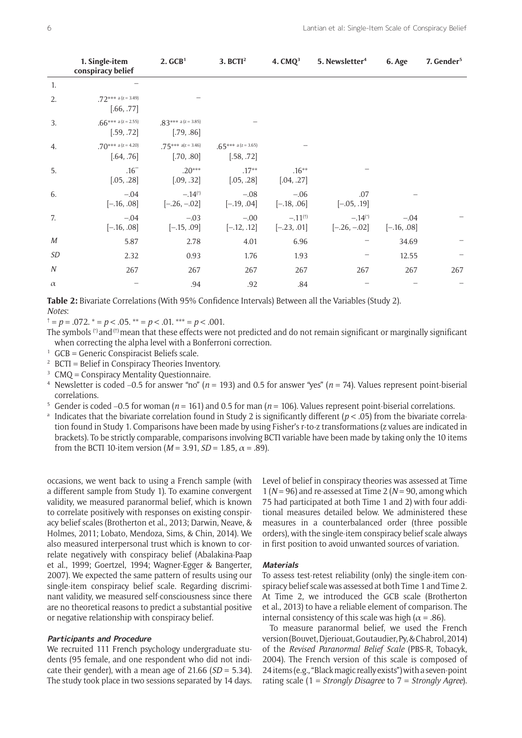| | 1. Single-item conspiracy belief | 2. GCB[1] | 3. BCTI[2] | 4. CMQ[3] | 5. Newsletter[4] | 6. Age | 7. Gender[5] |
|---|---|---|---|---|---|---|---|
| 1. | – | | | | | | |
| 2. | .72*** a (z = 3.49) [.66, .77] | – | | | | | |
| 3. | .66*** a (z = 2.55) [.59, .72] | .83*** a (z = 3.85) [.79, .86] | – | | | | |
| 4. | .70*** a (z = 4.20) [.64, .76] | .75*** a(z = 3.46) [.70, .80] | .65*** a (z = 3.65) [.58, .72] | – | | | |
| 5. | .16** [.05, .28] | .20*** [.09, .32] | .17** [.05, .28] | .16** [.04, .27] | – | | |
| 6. | −.04 [−.16, .08] | −.14(*) [−.26, −.02] | −.08 [−.19, .04] | −.06 [−.18, .06] | .07 [−.05, .19] | – | |
| 7. | −.04 [−.16, .08] | −.03 [−.15, .09] | −.00 [−.12, .12] | −.11(†) [−.23, .01] | −.14(*) [−.26, −.02] | −.04 [−.16, .08] | – |
| *M* | 5.87 | 2.78 | 4.01 | 6.96 | – | 34.69 | – |
| *SD* | 2.32 | 0.93 | 1.76 | 1.93 | – | 12.55 | – |
| *N* | 267 | 267 | 267 | 267 | 267 | 267 | 267 |
| $\alpha$ | – | .94 | .92 | .84 | – | – | – |

**Table 2:** Bivariate Correlations (With 95% Confidence Intervals) Between all the Variables (Study 2).

*Notes*:

† = $p = .072$. * = $p < .05$. ** = $p < .01$. *** = $p < .001$.

The symbols (*) and (†) mean that these effects were not predicted and do not remain significant or marginally significant when correcting the alpha level with a Bonferroni correction.

[1] GCB = Generic Conspiracist Beliefs scale.

[2] BCTI = Belief in Conspiracy Theories Inventory.

[3] CMQ = Conspiracy Mentality Questionnaire.

[4] Newsletter is coded –0.5 for answer "no" ($n = 193$) and 0.5 for answer "yes" ($n = 74$). Values represent point-biserial correlations.

[5] Gender is coded –0.5 for woman ($n = 161$) and 0.5 for man ($n = 106$). Values represent point-biserial correlations.

[a] Indicates that the bivariate correlation found in Study 2 is significantly different ($p < .05$) from the bivariate correlation found in Study 1. Comparisons have been made by using Fisher's r-to-z transformations (z values are indicated in brackets). To be strictly comparable, comparisons involving BCTI variable have been made by taking only the 10 items from the BCTI 10-item version ($M = 3.91$, $SD = 1.85$, $\alpha = .89$).

occasions, we went back to using a French sample (with a different sample from Study 1). To examine convergent validity, we measured paranormal belief, which is known to correlate positively with responses on existing conspiracy belief scales (Brotherton et al., 2013; Darwin, Neave, & Holmes, 2011; Lobato, Mendoza, Sims, & Chin, 2014). We also measured interpersonal trust which is known to correlate negatively with conspiracy belief (Abalakina-Paap et al., 1999; Goertzel, 1994; Wagner-Egger & Bangerter, 2007). We expected the same pattern of results using our single-item conspiracy belief scale. Regarding discriminant validity, we measured self-consciousness since there are no theoretical reasons to predict a substantial positive or negative relationship with conspiracy belief.

#### Participants and Procedure

We recruited 111 French psychology undergraduate students (95 female, and one respondent who did not indicate their gender), with a mean age of 21.66 ($SD = 5.34$). The study took place in two sessions separated by 14 days. Level of belief in conspiracy theories was assessed at Time 1 ($N = 96$) and re-assessed at Time 2 ($N = 90$, among which 75 had participated at both Time 1 and 2) with four additional measures detailed below. We administered these measures in a counterbalanced order (three possible orders), with the single-item conspiracy belief scale always in first position to avoid unwanted sources of variation.

#### Materials

To assess test-retest reliability (only) the single-item conspiracy belief scale was assessed at both Time 1 and Time 2. At Time 2, we introduced the GCB scale (Brotherton et al., 2013) to have a reliable element of comparison. The internal consistency of this scale was high ($\alpha = .86$).

To measure paranormal belief, we used the French version (Bouvet, Djeriouat, Goutaudier, Py, & Chabrol, 2014) of the *Revised Paranormal Belief Scale* (PBS-R, Tobacyk, 2004). The French version of this scale is composed of 24 items (e.g., "Black magic really exists") with a seven-point rating scale (1 = *Strongly Disagree* to 7 = *Strongly Agree*).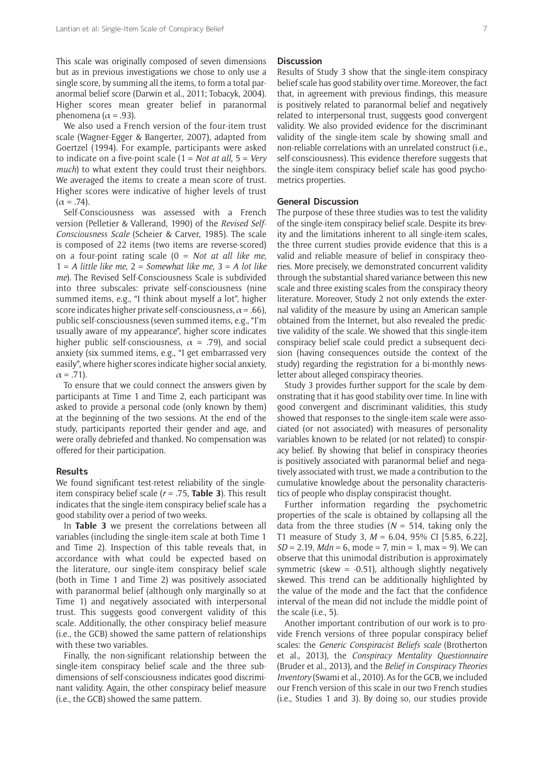This scale was originally composed of seven dimensions but as in previous investigations we chose to only use a single score, by summing all the items, to form a total paranormal belief score (Darwin et al., 2011; Tobacyk, 2004). Higher scores mean greater belief in paranormal phenomena ($\alpha = .93$).

We also used a French version of the four-item trust scale (Wagner-Egger & Bangerter, 2007), adapted from Goertzel (1994). For example, participants were asked to indicate on a five-point scale (1 = *Not at all*, 5 = *Very much*) to what extent they could trust their neighbors. We averaged the items to create a mean score of trust. Higher scores were indicative of higher levels of trust ($\alpha = .74$).

Self-Consciousness was assessed with a French version (Pelletier & Vallerand, 1990) of the *Revised Self-Consciousness Scale* (Scheier & Carver, 1985). The scale is composed of 22 items (two items are reverse-scored) on a four-point rating scale (0 = *Not at all like me*, 1 = *A little like me*, 2 = *Somewhat like me*, 3 = *A lot like me*). The Revised Self-Consciousness Scale is subdivided into three subscales: private self-consciousness (nine summed items, e.g., "I think about myself a lot", higher score indicates higher private self-consciousness, $\alpha = .66$), public self-consciousness (seven summed items, e.g., "I'm usually aware of my appearance", higher score indicates higher public self-consciousness, $\alpha = .79$), and social anxiety (six summed items, e.g., "I get embarrassed very easily", where higher scores indicate higher social anxiety, $\alpha = .71$).

To ensure that we could connect the answers given by participants at Time 1 and Time 2, each participant was asked to provide a personal code (only known by them) at the beginning of the two sessions. At the end of the study, participants reported their gender and age, and were orally debriefed and thanked. No compensation was offered for their participation.

### Results

We found significant test-retest reliability of the single-item conspiracy belief scale ($r = .75$, **Table 3**). This result indicates that the single-item conspiracy belief scale has a good stability over a period of two weeks.

In **Table 3** we present the correlations between all variables (including the single-item scale at both Time 1 and Time 2). Inspection of this table reveals that, in accordance with what could be expected based on the literature, our single-item conspiracy belief scale (both in Time 1 and Time 2) was positively associated with paranormal belief (although only marginally so at Time 1) and negatively associated with interpersonal trust. This suggests good convergent validity of this scale. Additionally, the other conspiracy belief measure (i.e., the GCB) showed the same pattern of relationships with these two variables.

Finally, the non-significant relationship between the single-item conspiracy belief scale and the three sub-dimensions of self-consciousness indicates good discriminant validity. Again, the other conspiracy belief measure (i.e., the GCB) showed the same pattern.

### Discussion

Results of Study 3 show that the single-item conspiracy belief scale has good stability over time. Moreover, the fact that, in agreement with previous findings, this measure is positively related to paranormal belief and negatively related to interpersonal trust, suggests good convergent validity. We also provided evidence for the discriminant validity of the single-item scale by showing small and non-reliable correlations with an unrelated construct (i.e., self-consciousness). This evidence therefore suggests that the single-item conspiracy belief scale has good psychometrics properties.

## General Discussion

The purpose of these three studies was to test the validity of the single-item conspiracy belief scale. Despite its brevity and the limitations inherent to all single-item scales, the three current studies provide evidence that this is a valid and reliable measure of belief in conspiracy theories. More precisely, we demonstrated concurrent validity through the substantial shared variance between this new scale and three existing scales from the conspiracy theory literature. Moreover, Study 2 not only extends the external validity of the measure by using an American sample obtained from the Internet, but also revealed the predictive validity of the scale. We showed that this single-item conspiracy belief scale could predict a subsequent decision (having consequences outside the context of the study) regarding the registration for a bi-monthly newsletter about alleged conspiracy theories.

Study 3 provides further support for the scale by demonstrating that it has good stability over time. In line with good convergent and discriminant validities, this study showed that responses to the single-item scale were associated (or not associated) with measures of personality variables known to be related (or not related) to conspiracy belief. By showing that belief in conspiracy theories is positively associated with paranormal belief and negatively associated with trust, we made a contribution to the cumulative knowledge about the personality characteristics of people who display conspiracist thought.

Further information regarding the psychometric properties of the scale is obtained by collapsing all the data from the three studies ($N = 514$, taking only the T1 measure of Study 3, $M = 6.04$, 95% CI [5.85, 6.22], $SD = 2.19$, $Mdn = 6$, mode = 7, min = 1, max = 9). We can observe that this unimodal distribution is approximately symmetric (skew = -0.51), although slightly negatively skewed. This trend can be additionally highlighted by the value of the mode and the fact that the confidence interval of the mean did not include the middle point of the scale (i.e., 5).

Another important contribution of our work is to provide French versions of three popular conspiracy belief scales: the *Generic Conspiracist Beliefs scale* (Brotherton et al., 2013), the *Conspiracy Mentality Questionnaire* (Bruder et al., 2013), and the *Belief in Conspiracy Theories Inventory* (Swami et al., 2010). As for the GCB, we included our French version of this scale in our two French studies (i.e., Studies 1 and 3). By doing so, our studies provide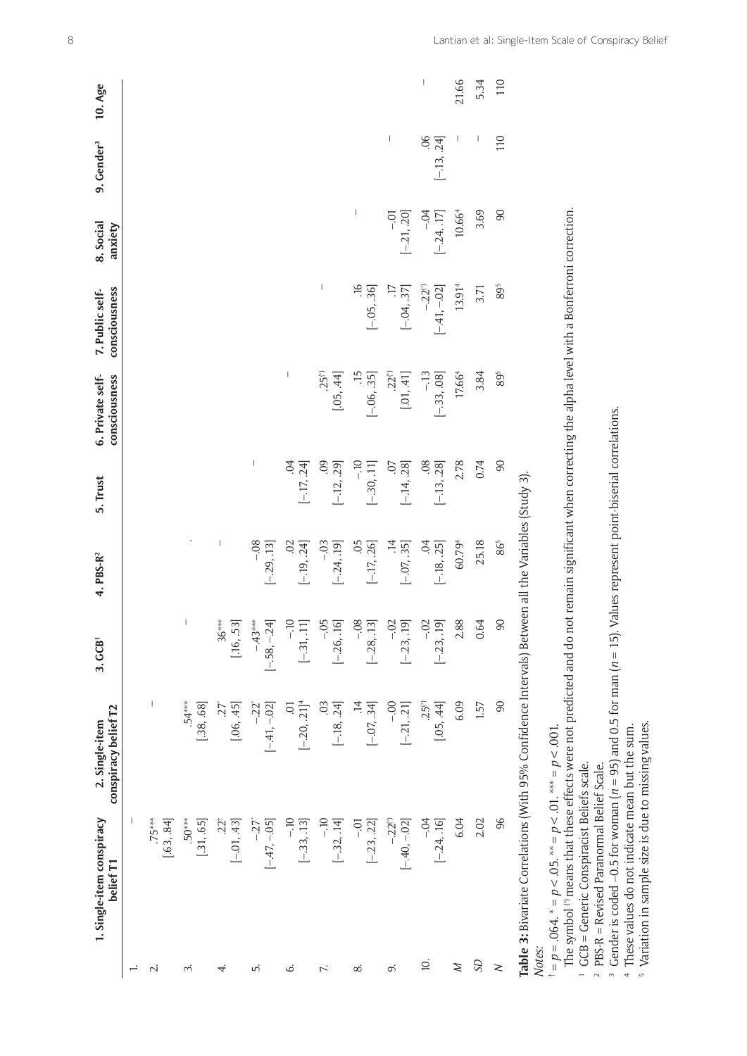| | 1. Single-item conspiracy belief T1 | 2. Single-item conspiracy belief T2 | 3. GCB[1] | 4. PBS-R[2] | 5. Trust | 6. Private self-consciousness | 7. Public self-consciousness | 8. Social anxiety | 9. Gender[3] | 10. Age |
|---|---|---|---|---|---|---|---|---|---|---|
| 1. | – | | | | | | | | | |
| 2. | .75***<br>[.63, .84] | – | | | | | | | | |
| 3. | .50***<br>[.31, .65] | .54***<br>[.38, .68] | – | | | | | | | |
| 4. | .22†<br>[–.01, .43] | .27*<br>[.06, .45] | .36***<br>[.16, .53] | – | | | | | | |
| 5. | –.27*<br>[–.47, –.05] | –.22*<br>[–.41, –.02] | –.43***<br>[–.58, –.24] | –.08<br>[–.29, .13] | – | | | | | |
| 6. | –.10<br>[–.33, .13] | .01<br>[–.20, .21][4] | –.10<br>[–.31, .11] | .02<br>[–.19, .24] | .04<br>[–.17, .24] | – | | | | |
| 7. | –.10<br>[–.32, .14] | .03<br>[–.18, .24] | –.05<br>[–.26, .16] | –.03<br>[–.24, .19] | .09<br>[–.12, .29] | .25(*)<br>[.05, .44] | – | | | |
| 8. | –.01<br>[–.23, .22] | .14<br>[–.07, .34] | –.08<br>[–.28, .13] | .05<br>[–.17, .26] | –.10<br>[–.30, .11] | .15<br>[–.06, .35] | .16<br>[–.05, .36] | – | | |
| 9. | –.22(*)<br>[–.40, –.02] | –.00<br>[–.21, .21] | –.02<br>[–.23, .19] | .14<br>[–.07, .35] | .07<br>[–.14, .28] | .22(*)<br>[.01, .41] | .17<br>[–.04, .37] | –.01<br>[–.21, .20] | – | |
| 10. | –.04<br>[–.24, .16] | .25(*)<br>[.05, .44] | –.02<br>[–.23, .19] | .04<br>[–.18, .25] | .08<br>[–.13, .28] | –.13<br>[–.33, .08] | –.22(*)<br>[–.41, –.02] | –.04<br>[–.24, .17] | .06<br>[–.13, .24] | – |
| *M* | 6.04 | 6.09 | 2.88 | 60.79[4] | 2.78 | 17.66[4] | 13.91[4] | 10.66[4] | – | 21.66 |
| *SD* | 2.02 | 1.57 | 0.64 | 25.18 | 0.74 | 3.84 | 3.71 | 3.69 | – | 5.34 |
| *N* | 96 | 90 | 90 | 86[5] | 90 | 89[5] | 89[5] | 90 | 110 | 110 |

**Table 3:** Bivariate Correlations (With 95% Confidence Intervals) Between all the Variables (Study 3).

*Notes*:

† = $p = .064$. * = $p < .05$. ** = $p < .01$. *** = $p < .001$.

The symbol (*) means that these effects were not predicted and do not remain significant when correcting the alpha level with a Bonferroni correction.

[1] GCB = Generic Conspiracist Beliefs scale.

[2] PBS-R = Revised Paranormal Belief Scale.

[3] Gender is coded –0.5 for woman ($n = 95$) and 0.5 for man ($n = 15$). Values represent point-biserial correlations.

[4] These values do not indicate mean but the sum.

[5] Variation in sample size is due to missing values.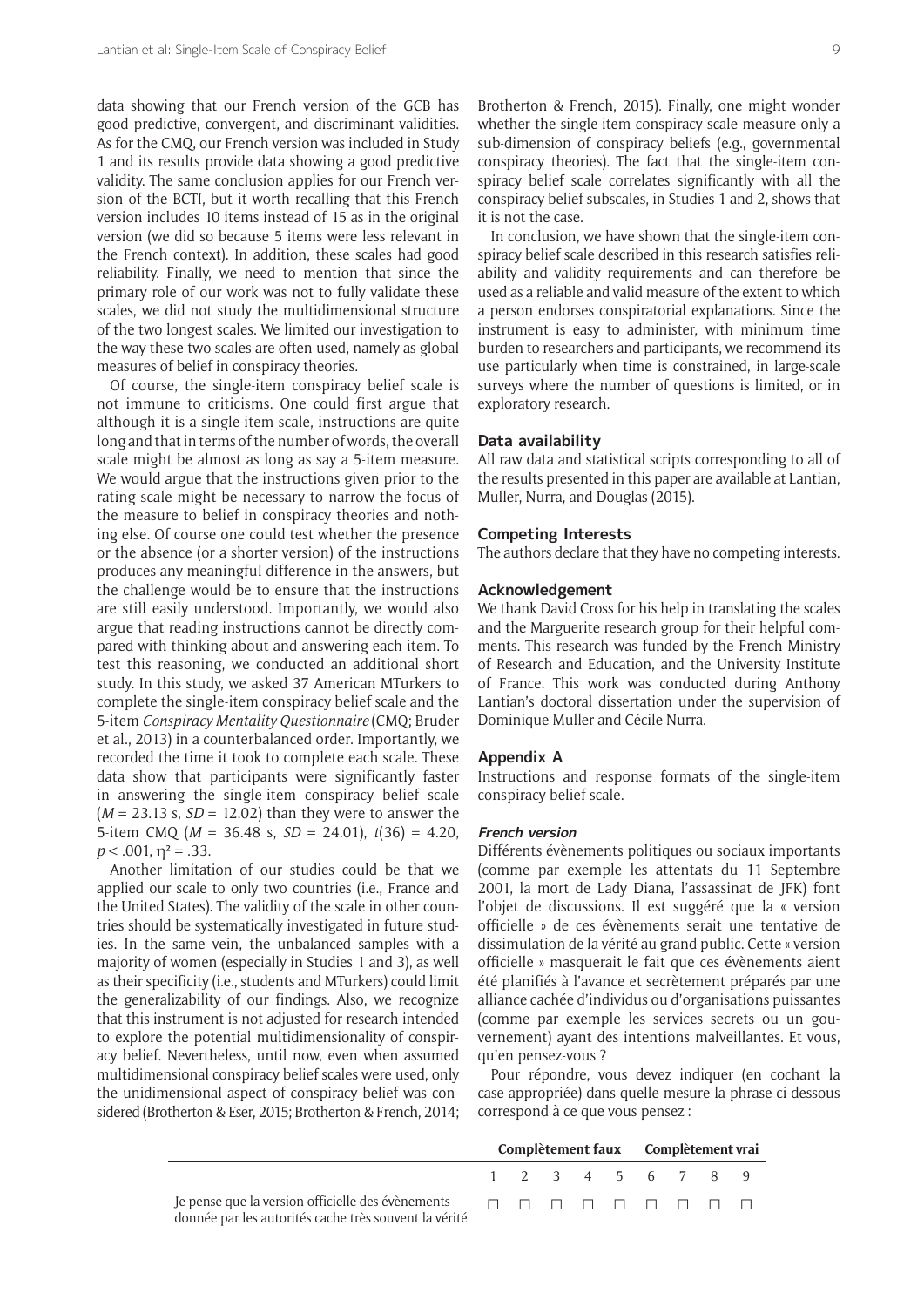data showing that our French version of the GCB has good predictive, convergent, and discriminant validities. As for the CMQ, our French version was included in Study 1 and its results provide data showing a good predictive validity. The same conclusion applies for our French version of the BCTI, but it worth recalling that this French version includes 10 items instead of 15 as in the original version (we did so because 5 items were less relevant in the French context). In addition, these scales had good reliability. Finally, we need to mention that since the primary role of our work was not to fully validate these scales, we did not study the multidimensional structure of the two longest scales. We limited our investigation to the way these two scales are often used, namely as global measures of belief in conspiracy theories.

Of course, the single-item conspiracy belief scale is not immune to criticisms. One could first argue that although it is a single-item scale, instructions are quite long and that in terms of the number of words, the overall scale might be almost as long as say a 5-item measure. We would argue that the instructions given prior to the rating scale might be necessary to narrow the focus of the measure to belief in conspiracy theories and nothing else. Of course one could test whether the presence or the absence (or a shorter version) of the instructions produces any meaningful difference in the answers, but the challenge would be to ensure that the instructions are still easily understood. Importantly, we would also argue that reading instructions cannot be directly compared with thinking about and answering each item. To test this reasoning, we conducted an additional short study. In this study, we asked 37 American MTurkers to complete the single-item conspiracy belief scale and the 5-item *Conspiracy Mentality Questionnaire* (CMQ; Bruder et al., 2013) in a counterbalanced order. Importantly, we recorded the time it took to complete each scale. These data show that participants were significantly faster in answering the single-item conspiracy belief scale ($M = 23.13$ s, $SD = 12.02$) than they were to answer the 5-item CMQ ($M = 36.48$ s, $SD = 24.01$), $t(36) = 4.20$, $p < .001$, $\eta^2 = .33$.

Another limitation of our studies could be that we applied our scale to only two countries (i.e., France and the United States). The validity of the scale in other countries should be systematically investigated in future studies. In the same vein, the unbalanced samples with a majority of women (especially in Studies 1 and 3), as well as their specificity (i.e., students and MTurkers) could limit the generalizability of our findings. Also, we recognize that this instrument is not adjusted for research intended to explore the potential multidimensionality of conspiracy belief. Nevertheless, until now, even when assumed multidimensional conspiracy belief scales were used, only the unidimensional aspect of conspiracy belief was considered (Brotherton & Eser, 2015; Brotherton & French, 2014; Brotherton & French, 2015). Finally, one might wonder whether the single-item conspiracy scale measure only a sub-dimension of conspiracy beliefs (e.g., governmental conspiracy theories). The fact that the single-item conspiracy belief scale correlates significantly with all the conspiracy belief subscales, in Studies 1 and 2, shows that it is not the case.

In conclusion, we have shown that the single-item conspiracy belief scale described in this research satisfies reliability and validity requirements and can therefore be used as a reliable and valid measure of the extent to which a person endorses conspiratorial explanations. Since the instrument is easy to administer, with minimum time burden to researchers and participants, we recommend its use particularly when time is constrained, in large-scale surveys where the number of questions is limited, or in exploratory research.

## Data availability

All raw data and statistical scripts corresponding to all of the results presented in this paper are available at Lantian, Muller, Nurra, and Douglas (2015).

## Competing Interests

The authors declare that they have no competing interests.

## Acknowledgement

We thank David Cross for his help in translating the scales and the Marguerite research group for their helpful comments. This research was funded by the French Ministry of Research and Education, and the University Institute of France. This work was conducted during Anthony Lantian's doctoral dissertation under the supervision of Dominique Muller and Cécile Nurra.

## Appendix A

Instructions and response formats of the single-item conspiracy belief scale.

### *French version*

Différents évènements politiques ou sociaux importants (comme par exemple les attentats du 11 Septembre 2001, la mort de Lady Diana, l'assassinat de JFK) font l'objet de discussions. Il est suggéré que la « version officielle » de ces évènements serait une tentative de dissimulation de la vérité au grand public. Cette « version officielle » masquerait le fait que ces évènements aient été planifiés à l'avance et secrètement préparés par une alliance cachée d'individus ou d'organisations puissantes (comme par exemple les services secrets ou un gouvernement) ayant des intentions malveillantes. Et vous, qu'en pensez-vous ?

Pour répondre, vous devez indiquer (en cochant la case appropriée) dans quelle mesure la phrase ci-dessous correspond à ce que vous pensez :

| | **Complètement faux** | | | | | | | | **Complètement vrai** |
|---|---|---|---|---|---|---|---|---|---|
| | 1 | 2 | 3 | 4 | 5 | 6 | 7 | 8 | 9 |
| Je pense que la version officielle des évènements donnée par les autorités cache très souvent la vérité | ☐ | ☐ | ☐ | ☐ | ☐ | ☐ | ☐ | ☐ | ☐ |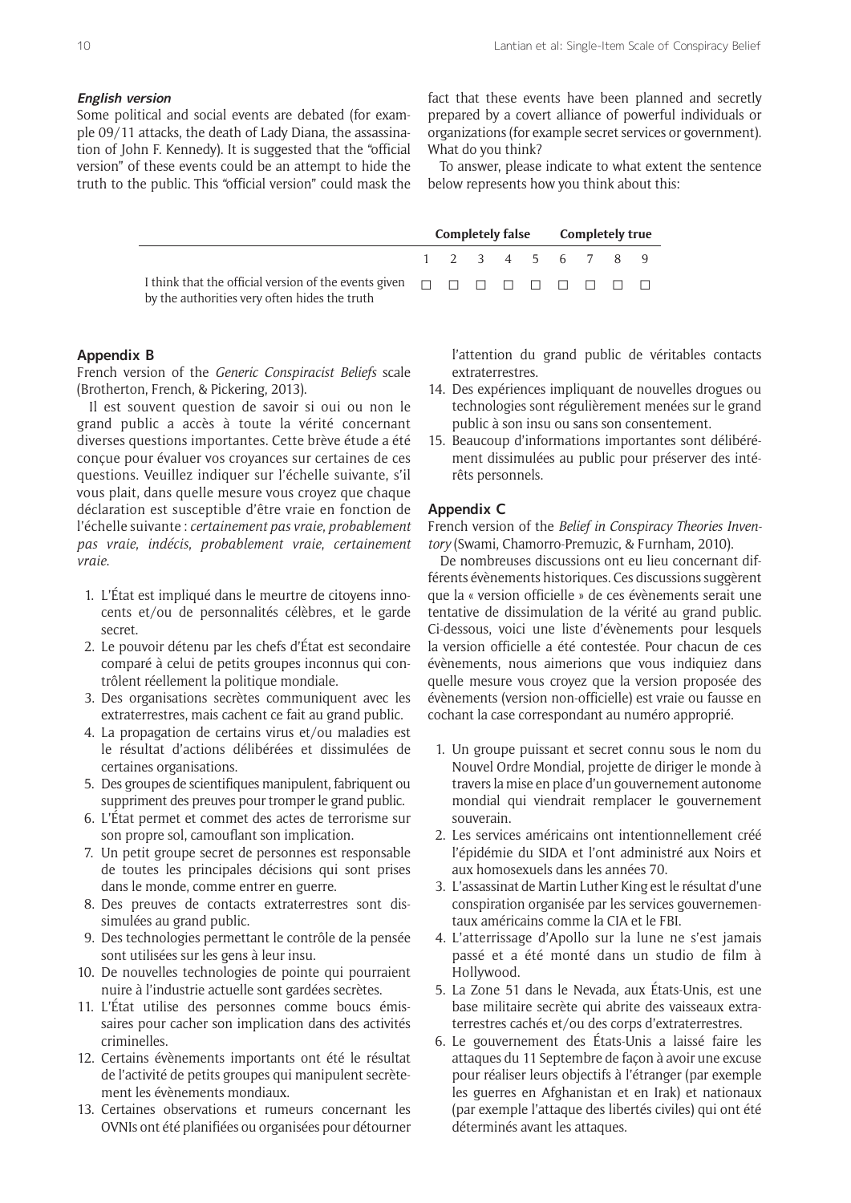***English version***

Some political and social events are debated (for example 09/11 attacks, the death of Lady Diana, the assassination of John F. Kennedy). It is suggested that the "official version" of these events could be an attempt to hide the truth to the public. This "official version" could mask the fact that these events have been planned and secretly prepared by a covert alliance of powerful individuals or organizations (for example secret services or government). What do you think?

To answer, please indicate to what extent the sentence below represents how you think about this:

| | **Completely false** | | | | | | | | **Completely true** |
|---|---|---|---|---|---|---|---|---|---|
| | 1 | 2 | 3 | 4 | 5 | 6 | 7 | 8 | 9 |
| I think that the official version of the events given by the authorities very often hides the truth | ☐ | ☐ | ☐ | ☐ | ☐ | ☐ | ☐ | ☐ | ☐ |

## Appendix B

French version of the *Generic Conspiracist Beliefs* scale (Brotherton, French, & Pickering, 2013).

Il est souvent question de savoir si oui ou non le grand public a accès à toute la vérité concernant diverses questions importantes. Cette brève étude a été conçue pour évaluer vos croyances sur certaines de ces questions. Veuillez indiquer sur l'échelle suivante, s'il vous plait, dans quelle mesure vous croyez que chaque déclaration est susceptible d'être vraie en fonction de l'échelle suivante : *certainement pas vraie*, *probablement pas vraie*, *indécis*, *probablement vraie*, *certainement vraie*.

1. L'État est impliqué dans le meurtre de citoyens innocents et/ou de personnalités célèbres, et le garde secret.
2. Le pouvoir détenu par les chefs d'État est secondaire comparé à celui de petits groupes inconnus qui contrôlent réellement la politique mondiale.
3. Des organisations secrètes communiquent avec les extraterrestres, mais cachent ce fait au grand public.
4. La propagation de certains virus et/ou maladies est le résultat d'actions délibérées et dissimulées de certaines organisations.
5. Des groupes de scientifiques manipulent, fabriquent ou suppriment des preuves pour tromper le grand public.
6. L'État permet et commet des actes de terrorisme sur son propre sol, camouflant son implication.
7. Un petit groupe secret de personnes est responsable de toutes les principales décisions qui sont prises dans le monde, comme entrer en guerre.
8. Des preuves de contacts extraterrestres sont dissimulées au grand public.
9. Des technologies permettant le contrôle de la pensée sont utilisées sur les gens à leur insu.
10. De nouvelles technologies de pointe qui pourraient nuire à l'industrie actuelle sont gardées secrètes.
11. L'État utilise des personnes comme boucs émissaires pour cacher son implication dans des activités criminelles.
12. Certains évènements importants ont été le résultat de l'activité de petits groupes qui manipulent secrètement les évènements mondiaux.
13. Certaines observations et rumeurs concernant les OVNIs ont été planifiées ou organisées pour détourner l'attention du grand public de véritables contacts extraterrestres.
14. Des expériences impliquant de nouvelles drogues ou technologies sont régulièrement menées sur le grand public à son insu ou sans son consentement.
15. Beaucoup d'informations importantes sont délibérément dissimulées au public pour préserver des intérêts personnels.

## Appendix C

French version of the *Belief in Conspiracy Theories Inventory* (Swami, Chamorro-Premuzic, & Furnham, 2010).

De nombreuses discussions ont eu lieu concernant différents évènements historiques. Ces discussions suggèrent que la « version officielle » de ces évènements serait une tentative de dissimulation de la vérité au grand public. Ci-dessous, voici une liste d'évènements pour lesquels la version officielle a été contestée. Pour chacun de ces évènements, nous aimerions que vous indiquiez dans quelle mesure vous croyez que la version proposée des évènements (version non-officielle) est vraie ou fausse en cochant la case correspondant au numéro approprié.

1. Un groupe puissant et secret connu sous le nom du Nouvel Ordre Mondial, projette de diriger le monde à travers la mise en place d'un gouvernement autonome mondial qui viendrait remplacer le gouvernement souverain.
2. Les services américains ont intentionnellement créé l'épidémie du SIDA et l'ont administré aux Noirs et aux homosexuels dans les années 70.
3. L'assassinat de Martin Luther King est le résultat d'une conspiration organisée par les services gouvernementaux américains comme la CIA et le FBI.
4. L'atterrissage d'Apollo sur la lune ne s'est jamais passé et a été monté dans un studio de film à Hollywood.
5. La Zone 51 dans le Nevada, aux États-Unis, est une base militaire secrète qui abrite des vaisseaux extraterrestres cachés et/ou des corps d'extraterrestres.
6. Le gouvernement des États-Unis a laissé faire les attaques du 11 Septembre de façon à avoir une excuse pour réaliser leurs objectifs à l'étranger (par exemple les guerres en Afghanistan et en Irak) et nationaux (par exemple l'attaque des libertés civiles) qui ont été déterminés avant les attaques.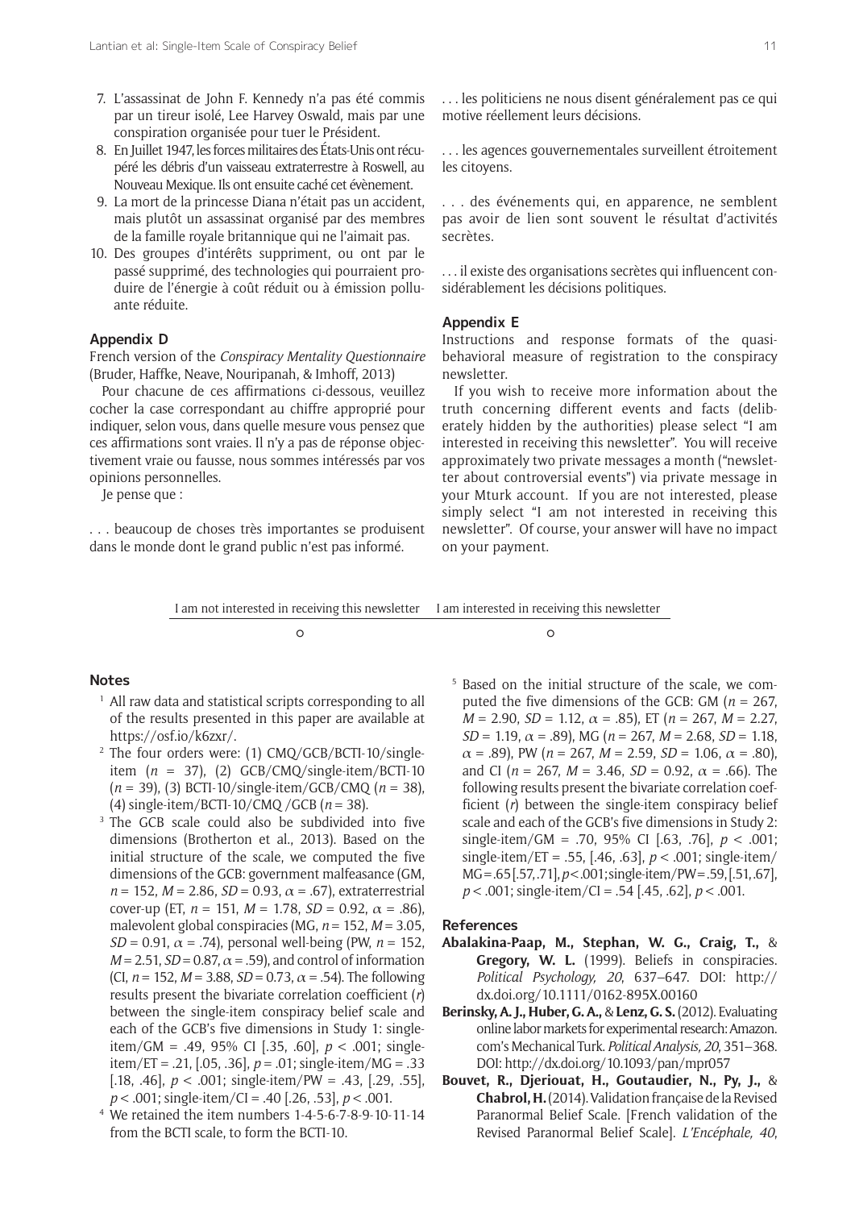7. L'assassinat de John F. Kennedy n'a pas été commis par un tireur isolé, Lee Harvey Oswald, mais par une conspiration organisée pour tuer le Président.
8. En Juillet 1947, les forces militaires des États-Unis ont récupéré les débris d'un vaisseau extraterrestre à Roswell, au Nouveau Mexique. Ils ont ensuite caché cet évènement.
9. La mort de la princesse Diana n'était pas un accident, mais plutôt un assassinat organisé par des membres de la famille royale britannique qui ne l'aimait pas.
10. Des groupes d'intérêts suppriment, ou ont par le passé supprimé, des technologies qui pourraient produire de l'énergie à coût réduit ou à émission polluante réduite.

### Appendix D

French version of the *Conspiracy Mentality Questionnaire* (Bruder, Haffke, Neave, Nouripanah, & Imhoff, 2013)

Pour chacune de ces affirmations ci-dessous, veuillez cocher la case correspondant au chiffre approprié pour indiquer, selon vous, dans quelle mesure vous pensez que ces affirmations sont vraies. Il n'y a pas de réponse objectivement vraie ou fausse, nous sommes intéressés par vos opinions personnelles.

Je pense que :

. . . beaucoup de choses très importantes se produisent dans le monde dont le grand public n'est pas informé.

. . . les politiciens ne nous disent généralement pas ce qui motive réellement leurs décisions.

. . . les agences gouvernementales surveillent étroitement les citoyens.

. . . des événements qui, en apparence, ne semblent pas avoir de lien sont souvent le résultat d'activités secrètes.

. . . il existe des organisations secrètes qui influencent considérablement les décisions politiques.

### Appendix E

Instructions and response formats of the quasi-behavioral measure of registration to the conspiracy newsletter.

If you wish to receive more information about the truth concerning different events and facts (deliberately hidden by the authorities) please select "I am interested in receiving this newsletter". You will receive approximately two private messages a month ("newsletter about controversial events") via private message in your Mturk account. If you are not interested, please simply select "I am not interested in receiving this newsletter". Of course, your answer will have no impact on your payment.

| I am not interested in receiving this newsletter | I am interested in receiving this newsletter |
|---|---|
| ○ | ○ |

### Notes

[1] All raw data and statistical scripts corresponding to all of the results presented in this paper are available at https://osf.io/k6zxr/.

[2] The four orders were: (1) CMQ/GCB/BCTI-10/single-item ($n$ = 37), (2) GCB/CMQ/single-item/BCTI-10 ($n$ = 39), (3) BCTI-10/single-item/GCB/CMQ ($n$ = 38), (4) single-item/BCTI-10/CMQ /GCB ($n$ = 38).

[3] The GCB scale could also be subdivided into five dimensions (Brotherton et al., 2013). Based on the initial structure of the scale, we computed the five dimensions of the GCB: government malfeasance (GM, $n$ = 152, $M$ = 2.86, $SD$ = 0.93, $\alpha$ = .67), extraterrestrial cover-up (ET, $n$ = 151, $M$ = 1.78, $SD$ = 0.92, $\alpha$ = .86), malevolent global conspiracies (MG, $n$ = 152, $M$ = 3.05, $SD$ = 0.91, $\alpha$ = .74), personal well-being (PW, $n$ = 152, $M$ = 2.51, $SD$ = 0.87, $\alpha$ = .59), and control of information (CI, $n$ = 152, $M$ = 3.88, $SD$ = 0.73, $\alpha$ = .54). The following results present the bivariate correlation coefficient ($r$) between the single-item conspiracy belief scale and each of the GCB's five dimensions in Study 1: single-item/GM = .49, 95% CI [.35, .60], $p$ < .001; single-item/ET = .21, [.05, .36], $p$ = .01; single-item/MG = .33 [.18, .46], $p$ < .001; single-item/PW = .43, [.29, .55], $p$ < .001; single-item/CI = .40 [.26, .53], $p$ < .001.

[4] We retained the item numbers 1-4-5-6-7-8-9-10-11-14 from the BCTI scale, to form the BCTI-10.

[5] Based on the initial structure of the scale, we computed the five dimensions of the GCB: GM ($n$ = 267, $M$ = 2.90, $SD$ = 1.12, $\alpha$ = .85), ET ($n$ = 267, $M$ = 2.27, $SD$ = 1.19, $\alpha$ = .89), MG ($n$ = 267, $M$ = 2.68, $SD$ = 1.18, $\alpha$ = .89), PW ($n$ = 267, $M$ = 2.59, $SD$ = 1.06, $\alpha$ = .80), and CI ($n$ = 267, $M$ = 3.46, $SD$ = 0.92, $\alpha$ = .66). The following results present the bivariate correlation coefficient ($r$) between the single-item conspiracy belief scale and each of the GCB's five dimensions in Study 2: single-item/GM = .70, 95% CI [.63, .76], $p$ < .001; single-item/ET = .55, [.46, .63], $p$ < .001; single-item/MG = .65 [.57, .71], $p$ < .001; single-item/PW = .59, [.51, .67], $p$ < .001; single-item/CI = .54 [.45, .62], $p$ < .001.

### References

**Abalakina-Paap, M., Stephan, W. G., Craig, T.,** & **Gregory, W. L.** (1999). Beliefs in conspiracies. *Political Psychology, 20*, 637–647. DOI: http://dx.doi.org/10.1111/0162-895X.00160

**Berinsky, A. J., Huber, G. A.,** & **Lenz, G. S.** (2012). Evaluating online labor markets for experimental research: Amazon.com's Mechanical Turk. *Political Analysis, 20*, 351–368. DOI: http://dx.doi.org/10.1093/pan/mpr057

**Bouvet, R., Djeriouat, H., Goutaudier, N., Py, J.,** & **Chabrol, H.** (2014). Validation française de la Revised Paranormal Belief Scale. [French validation of the Revised Paranormal Belief Scale]. *L'Encéphale, 40*,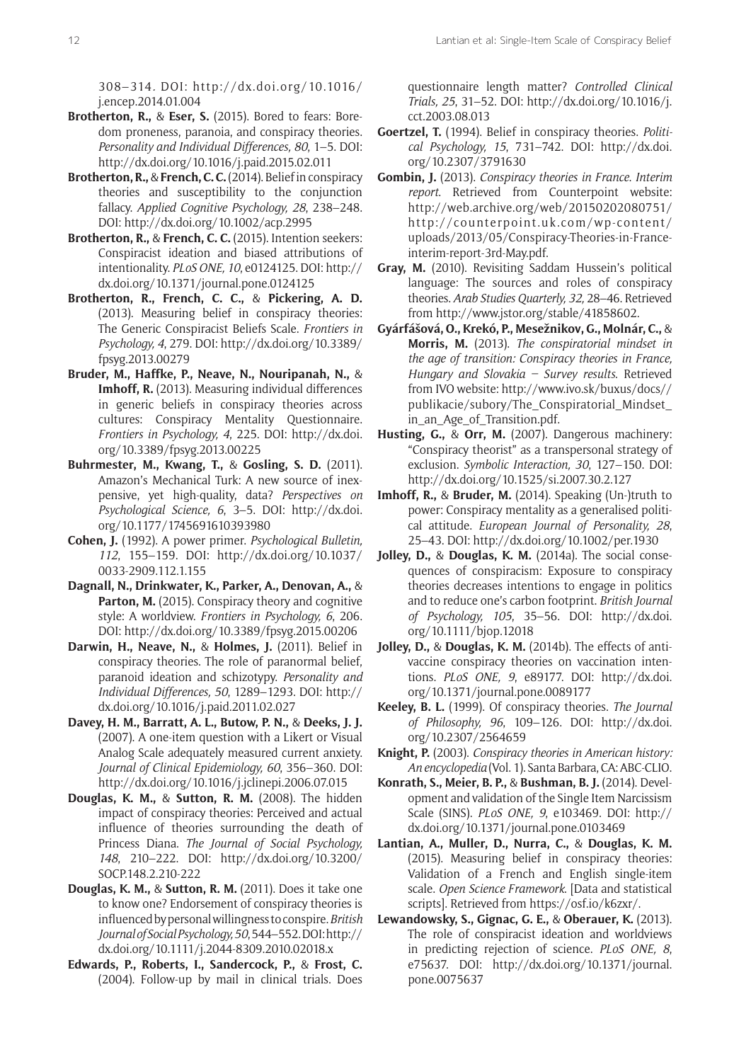308–314. DOI: http://dx.doi.org/10.1016/j.encep.2014.01.004

**Brotherton, R.,** & **Eser, S.** (2015). Bored to fears: Boredom proneness, paranoia, and conspiracy theories. *Personality and Individual Differences, 80*, 1–5. DOI: http://dx.doi.org/10.1016/j.paid.2015.02.011

**Brotherton, R.,** & **French, C. C.** (2014). Belief in conspiracy theories and susceptibility to the conjunction fallacy. *Applied Cognitive Psychology, 28*, 238–248. DOI: http://dx.doi.org/10.1002/acp.2995

**Brotherton, R.,** & **French, C. C.** (2015). Intention seekers: Conspiracist ideation and biased attributions of intentionality. *PLoS ONE, 10*, e0124125. DOI: http://dx.doi.org/10.1371/journal.pone.0124125

**Brotherton, R., French, C. C.,** & **Pickering, A. D.** (2013). Measuring belief in conspiracy theories: The Generic Conspiracist Beliefs Scale. *Frontiers in Psychology, 4*, 279. DOI: http://dx.doi.org/10.3389/fpsyg.2013.00279

**Bruder, M., Haffke, P., Neave, N., Nouripanah, N.,** & **Imhoff, R.** (2013). Measuring individual differences in generic beliefs in conspiracy theories across cultures: Conspiracy Mentality Questionnaire. *Frontiers in Psychology, 4*, 225. DOI: http://dx.doi.org/10.3389/fpsyg.2013.00225

**Buhrmester, M., Kwang, T.,** & **Gosling, S. D.** (2011). Amazon's Mechanical Turk: A new source of inexpensive, yet high-quality, data? *Perspectives on Psychological Science, 6*, 3–5. DOI: http://dx.doi.org/10.1177/1745691610393980

**Cohen, J.** (1992). A power primer. *Psychological Bulletin, 112*, 155–159. DOI: http://dx.doi.org/10.1037/0033-2909.112.1.155

**Dagnall, N., Drinkwater, K., Parker, A., Denovan, A.,** & **Parton, M.** (2015). Conspiracy theory and cognitive style: A worldview. *Frontiers in Psychology, 6*, 206. DOI: http://dx.doi.org/10.3389/fpsyg.2015.00206

**Darwin, H., Neave, N.,** & **Holmes, J.** (2011). Belief in conspiracy theories. The role of paranormal belief, paranoid ideation and schizotypy. *Personality and Individual Differences, 50*, 1289–1293. DOI: http://dx.doi.org/10.1016/j.paid.2011.02.027

**Davey, H. M., Barratt, A. L., Butow, P. N.,** & **Deeks, J. J.** (2007). A one-item question with a Likert or Visual Analog Scale adequately measured current anxiety. *Journal of Clinical Epidemiology, 60*, 356–360. DOI: http://dx.doi.org/10.1016/j.jclinepi.2006.07.015

**Douglas, K. M.,** & **Sutton, R. M.** (2008). The hidden impact of conspiracy theories: Perceived and actual influence of theories surrounding the death of Princess Diana. *The Journal of Social Psychology, 148*, 210–222. DOI: http://dx.doi.org/10.3200/SOCP.148.2.210-222

**Douglas, K. M.,** & **Sutton, R. M.** (2011). Does it take one to know one? Endorsement of conspiracy theories is influenced by personal willingness to conspire. *British Journal of Social Psychology, 50*, 544–552. DOI: http://dx.doi.org/10.1111/j.2044-8309.2010.02018.x

**Edwards, P., Roberts, I., Sandercock, P.,** & **Frost, C.** (2004). Follow-up by mail in clinical trials. Does questionnaire length matter? *Controlled Clinical Trials, 25*, 31–52. DOI: http://dx.doi.org/10.1016/j.cct.2003.08.013

**Goertzel, T.** (1994). Belief in conspiracy theories. *Political Psychology, 15*, 731–742. DOI: http://dx.doi.org/10.2307/3791630

**Gombin, J.** (2013). *Conspiracy theories in France. Interim report*. Retrieved from Counterpoint website: http://web.archive.org/web/20150202080751/http://counterpoint.uk.com/wp-content/uploads/2013/05/Conspiracy-Theories-in-France-interim-report-3rd-May.pdf.

**Gray, M.** (2010). Revisiting Saddam Hussein's political language: The sources and roles of conspiracy theories. *Arab Studies Quarterly, 32*, 28–46. Retrieved from http://www.jstor.org/stable/41858602.

**Gyárfášová, O., Krekó, P., Mesežnikov, G., Molnár, C.,** & **Morris, M.** (2013). *The conspiratorial mindset in the age of transition: Conspiracy theories in France, Hungary and Slovakia – Survey results*. Retrieved from IVO website: http://www.ivo.sk/buxus/docs//publikacie/subory/The_Conspiratorial_Mindset_in_an_Age_of_Transition.pdf.

**Husting, G.,** & **Orr, M.** (2007). Dangerous machinery: "Conspiracy theorist" as a transpersonal strategy of exclusion. *Symbolic Interaction, 30*, 127–150. DOI: http://dx.doi.org/10.1525/si.2007.30.2.127

**Imhoff, R.,** & **Bruder, M.** (2014). Speaking (Un-)truth to power: Conspiracy mentality as a generalised political attitude. *European Journal of Personality, 28*, 25–43. DOI: http://dx.doi.org/10.1002/per.1930

**Jolley, D.,** & **Douglas, K. M.** (2014a). The social consequences of conspiracism: Exposure to conspiracy theories decreases intentions to engage in politics and to reduce one's carbon footprint. *British Journal of Psychology, 105*, 35–56. DOI: http://dx.doi.org/10.1111/bjop.12018

**Jolley, D.,** & **Douglas, K. M.** (2014b). The effects of anti-vaccine conspiracy theories on vaccination intentions. *PLoS ONE, 9*, e89177. DOI: http://dx.doi.org/10.1371/journal.pone.0089177

**Keeley, B. L.** (1999). Of conspiracy theories. *The Journal of Philosophy, 96*, 109–126. DOI: http://dx.doi.org/10.2307/2564659

**Knight, P.** (2003). *Conspiracy theories in American history: An encyclopedia* (Vol. 1). Santa Barbara, CA: ABC-CLIO.

**Konrath, S., Meier, B. P.,** & **Bushman, B. J.** (2014). Development and validation of the Single Item Narcissism Scale (SINS). *PLoS ONE, 9*, e103469. DOI: http://dx.doi.org/10.1371/journal.pone.0103469

**Lantian, A., Muller, D., Nurra, C.,** & **Douglas, K. M.** (2015). Measuring belief in conspiracy theories: Validation of a French and English single-item scale. *Open Science Framework*. [Data and statistical scripts]. Retrieved from https://osf.io/k6zxr/.

**Lewandowsky, S., Gignac, G. E.,** & **Oberauer, K.** (2013). The role of conspiracist ideation and worldviews in predicting rejection of science. *PLoS ONE, 8*, e75637. DOI: http://dx.doi.org/10.1371/journal.pone.0075637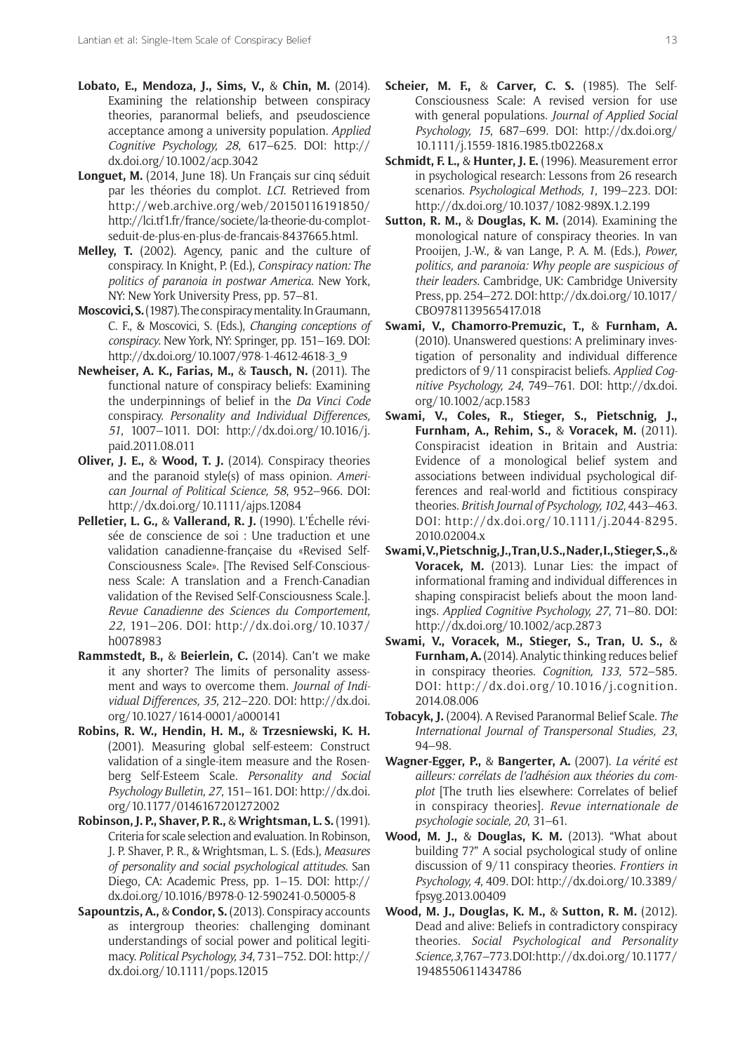**Lobato, E., Mendoza, J., Sims, V.,** & **Chin, M.** (2014). Examining the relationship between conspiracy theories, paranormal beliefs, and pseudoscience acceptance among a university population. *Applied Cognitive Psychology, 28*, 617–625. DOI: http://dx.doi.org/10.1002/acp.3042

**Longuet, M.** (2014, June 18). Un Français sur cinq séduit par les théories du complot. *LCI*. Retrieved from http://web.archive.org/web/20150116191850/http://lci.tf1.fr/france/societe/la-theorie-du-complot-seduit-de-plus-en-plus-de-francais-8437665.html.

**Melley, T.** (2002). Agency, panic and the culture of conspiracy. In Knight, P. (Ed.), *Conspiracy nation: The politics of paranoia in postwar America*. New York, NY: New York University Press, pp. 57–81.

**Moscovici, S.** (1987). The conspiracy mentality. In Graumann, C. F., & Moscovici, S. (Eds.), *Changing conceptions of conspiracy*. New York, NY: Springer, pp. 151–169. DOI: http://dx.doi.org/10.1007/978-1-4612-4618-3_9

**Newheiser, A. K., Farias, M.,** & **Tausch, N.** (2011). The functional nature of conspiracy beliefs: Examining the underpinnings of belief in the *Da Vinci Code* conspiracy. *Personality and Individual Differences, 51*, 1007–1011. DOI: http://dx.doi.org/10.1016/j.paid.2011.08.011

**Oliver, J. E.,** & **Wood, T. J.** (2014). Conspiracy theories and the paranoid style(s) of mass opinion. *American Journal of Political Science, 58*, 952–966. DOI: http://dx.doi.org/10.1111/ajps.12084

**Pelletier, L. G.,** & **Vallerand, R. J.** (1990). L'Échelle révisée de conscience de soi : Une traduction et une validation canadienne-française du «Revised Self-Consciousness Scale». [The Revised Self-Consciousness Scale: A translation and a French-Canadian validation of the Revised Self-Consciousness Scale.]. *Revue Canadienne des Sciences du Comportement, 22*, 191–206. DOI: http://dx.doi.org/10.1037/h0078983

**Rammstedt, B.,** & **Beierlein, C.** (2014). Can't we make it any shorter? The limits of personality assessment and ways to overcome them. *Journal of Individual Differences, 35*, 212–220. DOI: http://dx.doi.org/10.1027/1614-0001/a000141

**Robins, R. W., Hendin, H. M.,** & **Trzesniewski, K. H.** (2001). Measuring global self-esteem: Construct validation of a single-item measure and the Rosenberg Self-Esteem Scale. *Personality and Social Psychology Bulletin, 27*, 151–161. DOI: http://dx.doi.org/10.1177/0146167201272002

**Robinson, J. P., Shaver, P. R.,** & **Wrightsman, L. S.** (1991). Criteria for scale selection and evaluation. In Robinson, J. P. Shaver, P. R., & Wrightsman, L. S. (Eds.), *Measures of personality and social psychological attitudes*. San Diego, CA: Academic Press, pp. 1–15. DOI: http://dx.doi.org/10.1016/B978-0-12-590241-0.50005-8

**Sapountzis, A.,** & **Condor, S.** (2013). Conspiracy accounts as intergroup theories: challenging dominant understandings of social power and political legitimacy. *Political Psychology, 34*, 731–752. DOI: http://dx.doi.org/10.1111/pops.12015

**Scheier, M. F.,** & **Carver, C. S.** (1985). The Self-Consciousness Scale: A revised version for use with general populations. *Journal of Applied Social Psychology, 15*, 687–699. DOI: http://dx.doi.org/10.1111/j.1559-1816.1985.tb02268.x

**Schmidt, F. L.,** & **Hunter, J. E.** (1996). Measurement error in psychological research: Lessons from 26 research scenarios. *Psychological Methods, 1*, 199–223. DOI: http://dx.doi.org/10.1037/1082-989X.1.2.199

**Sutton, R. M.,** & **Douglas, K. M.** (2014). Examining the monological nature of conspiracy theories. In van Prooijen, J.-W., & van Lange, P. A. M. (Eds.), *Power, politics, and paranoia: Why people are suspicious of their leaders*. Cambridge, UK: Cambridge University Press, pp. 254–272. DOI: http://dx.doi.org/10.1017/CBO9781139565417.018

**Swami, V., Chamorro-Premuzic, T.,** & **Furnham, A.** (2010). Unanswered questions: A preliminary investigation of personality and individual difference predictors of 9/11 conspiracist beliefs. *Applied Cognitive Psychology, 24*, 749–761. DOI: http://dx.doi.org/10.1002/acp.1583

**Swami, V., Coles, R., Stieger, S., Pietschnig, J., Furnham, A., Rehim, S.,** & **Voracek, M.** (2011). Conspiracist ideation in Britain and Austria: Evidence of a monological belief system and associations between individual psychological differences and real-world and fictitious conspiracy theories. *British Journal of Psychology, 102*, 443–463. DOI: http://dx.doi.org/10.1111/j.2044-8295.2010.02004.x

**Swami, V., Pietschnig, J., Tran, U. S., Nader, I., Stieger, S.,** & **Voracek, M.** (2013). Lunar Lies: the impact of informational framing and individual differences in shaping conspiracist beliefs about the moon landings. *Applied Cognitive Psychology, 27*, 71–80. DOI: http://dx.doi.org/10.1002/acp.2873

**Swami, V., Voracek, M., Stieger, S., Tran, U. S.,** & **Furnham, A.** (2014). Analytic thinking reduces belief in conspiracy theories. *Cognition, 133*, 572–585. DOI: http://dx.doi.org/10.1016/j.cognition.2014.08.006

**Tobacyk, J.** (2004). A Revised Paranormal Belief Scale. *The International Journal of Transpersonal Studies, 23*, 94–98.

**Wagner-Egger, P.,** & **Bangerter, A.** (2007). *La vérité est ailleurs: corrélats de l'adhésion aux théories du complot* [The truth lies elsewhere: Correlates of belief in conspiracy theories]. *Revue internationale de psychologie sociale, 20*, 31–61.

**Wood, M. J.,** & **Douglas, K. M.** (2013). "What about building 7?" A social psychological study of online discussion of 9/11 conspiracy theories. *Frontiers in Psychology, 4*, 409. DOI: http://dx.doi.org/10.3389/fpsyg.2013.00409

**Wood, M. J., Douglas, K. M.,** & **Sutton, R. M.** (2012). Dead and alive: Beliefs in contradictory conspiracy theories. *Social Psychological and Personality Science, 3*, 767–773. DOI: http://dx.doi.org/10.1177/1948550611434786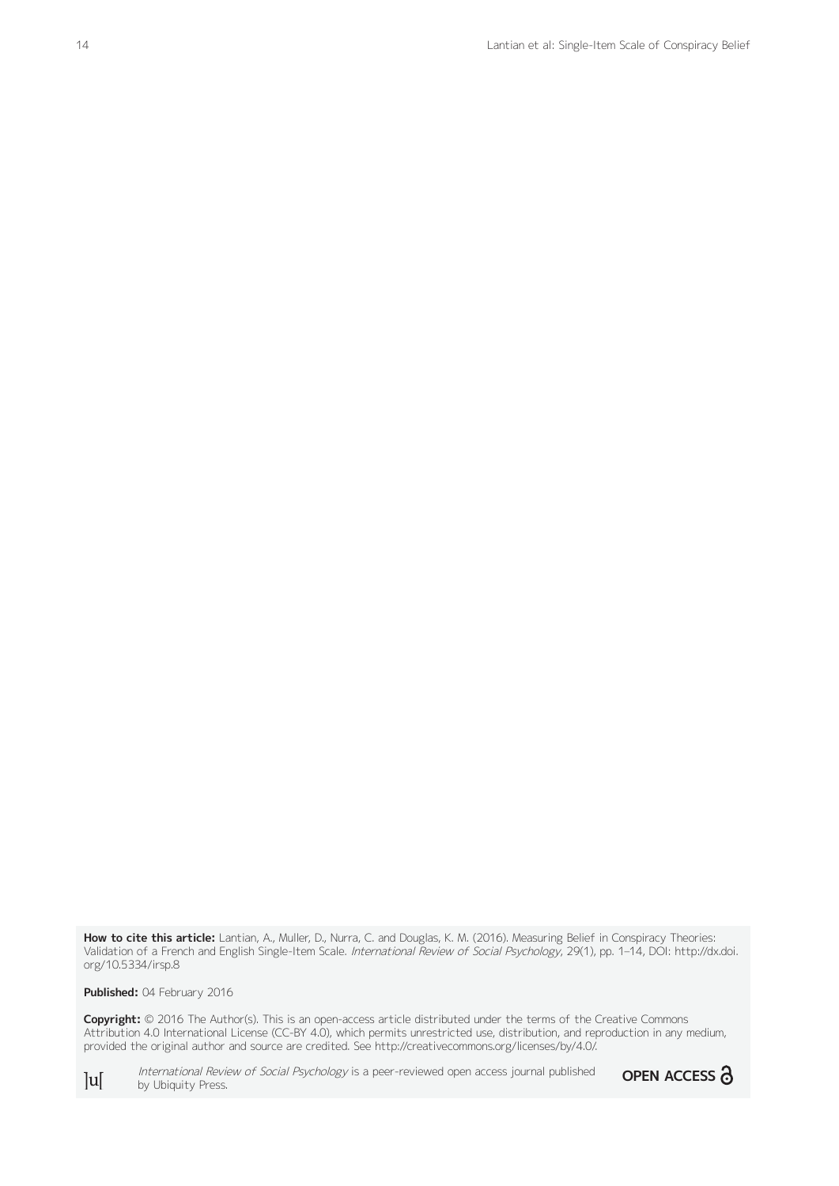**How to cite this article:** Lantian, A., Muller, D., Nurra, C. and Douglas, K. M. (2016). Measuring Belief in Conspiracy Theories: Validation of a French and English Single-Item Scale. *International Review of Social Psychology*, 29(1), pp. 1–14, DOI: http://dx.doi.org/10.5334/irsp.8

**Published:** 04 February 2016

**Copyright:** © 2016 The Author(s). This is an open-access article distributed under the terms of the Creative Commons Attribution 4.0 International License (CC-BY 4.0), which permits unrestricted use, distribution, and reproduction in any medium, provided the original author and source are credited. See http://creativecommons.org/licenses/by/4.0/.

*International Review of Social Psychology* is a peer-reviewed open access journal published by Ubiquity Press.

**OPEN ACCESS**